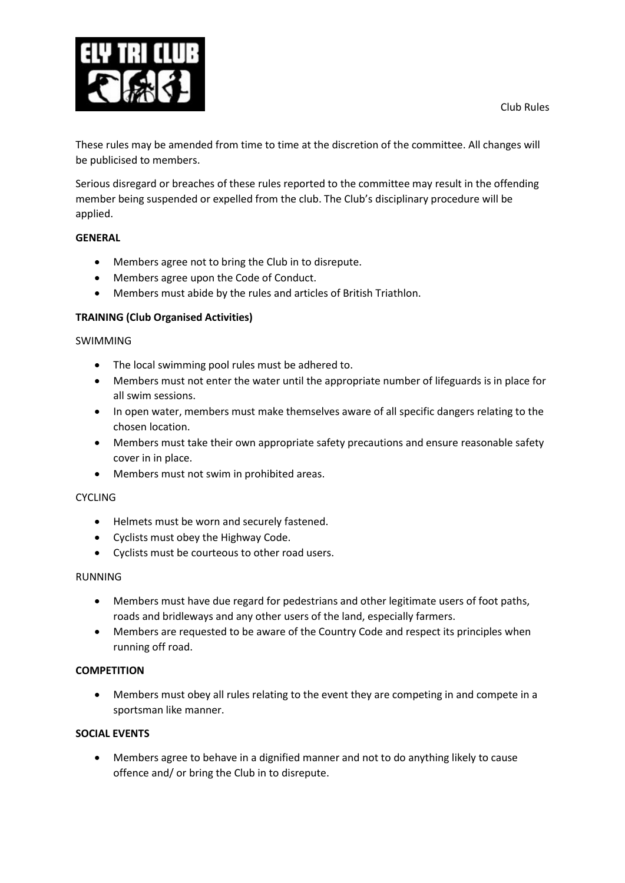ELY TRI CLUB

Club Rules

These rules may be amended from time to time at the discretion of the committee. All changes will be publicised to members.

Serious disregard or breaches of these rules reported to the committee may result in the offending member being suspended or expelled from the club. The Club's disciplinary procedure will be applied.

**GENERAL**

- Members agree not to bring the Club in to disrepute.
- Members agree upon the Code of Conduct.
- Members must abide by the rules and articles of British Triathlon.

**TRAINING (Club Organised Activities)**

SWIMMING

- The local swimming pool rules must be adhered to.
- Members must not enter the water until the appropriate number of lifeguards is in place for all swim sessions.
- In open water, members must make themselves aware of all specific dangers relating to the chosen location.
- Members must take their own appropriate safety precautions and ensure reasonable safety cover in in place.
- Members must not swim in prohibited areas.

CYCLING

- Helmets must be worn and securely fastened.
- Cyclists must obey the Highway Code.
- Cyclists must be courteous to other road users.

RUNNING

- Members must have due regard for pedestrians and other legitimate users of foot paths, roads and bridleways and any other users of the land, especially farmers.
- Members are requested to be aware of the Country Code and respect its principles when running off road.

**COMPETITION**

- Members must obey all rules relating to the event they are competing in and compete in a sportsman like manner.

**SOCIAL EVENTS**

- Members agree to behave in a dignified manner and not to do anything likely to cause offence and/ or bring the Club in to disrepute.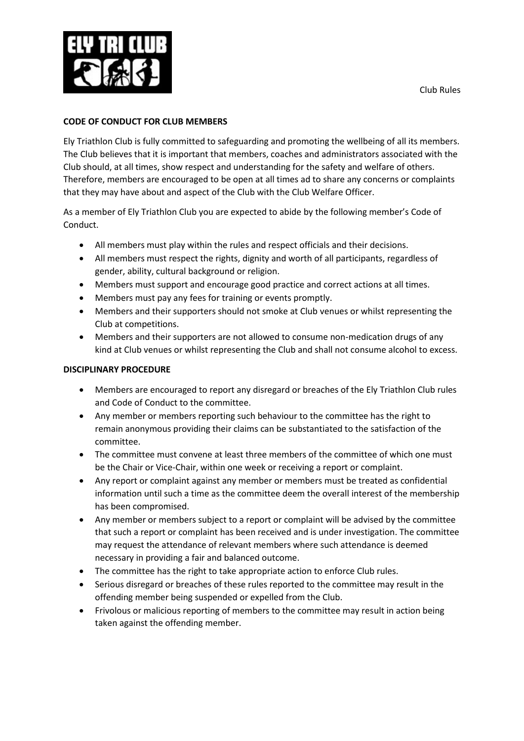**CODE OF CONDUCT FOR CLUB MEMBERS**

Ely Triathlon Club is fully committed to safeguarding and promoting the wellbeing of all its members. The Club believes that it is important that members, coaches and administrators associated with the Club should, at all times, show respect and understanding for the safety and welfare of others. Therefore, members are encouraged to be open at all times ad to share any concerns or complaints that they may have about and aspect of the Club with the Club Welfare Officer.

As a member of Ely Triathlon Club you are expected to abide by the following member's Code of Conduct.

- All members must play within the rules and respect officials and their decisions.
- All members must respect the rights, dignity and worth of all participants, regardless of gender, ability, cultural background or religion.
- Members must support and encourage good practice and correct actions at all times.
- Members must pay any fees for training or events promptly.
- Members and their supporters should not smoke at Club venues or whilst representing the Club at competitions.
- Members and their supporters are not allowed to consume non-medication drugs of any kind at Club venues or whilst representing the Club and shall not consume alcohol to excess.

**DISCIPLINARY PROCEDURE**

- Members are encouraged to report any disregard or breaches of the Ely Triathlon Club rules and Code of Conduct to the committee.
- Any member or members reporting such behaviour to the committee has the right to remain anonymous providing their claims can be substantiated to the satisfaction of the committee.
- The committee must convene at least three members of the committee of which one must be the Chair or Vice-Chair, within one week or receiving a report or complaint.
- Any report or complaint against any member or members must be treated as confidential information until such a time as the committee deem the overall interest of the membership has been compromised.
- Any member or members subject to a report or complaint will be advised by the committee that such a report or complaint has been received and is under investigation. The committee may request the attendance of relevant members where such attendance is deemed necessary in providing a fair and balanced outcome.
- The committee has the right to take appropriate action to enforce Club rules.
- Serious disregard or breaches of these rules reported to the committee may result in the offending member being suspended or expelled from the Club.
- Frivolous or malicious reporting of members to the committee may result in action being taken against the offending member.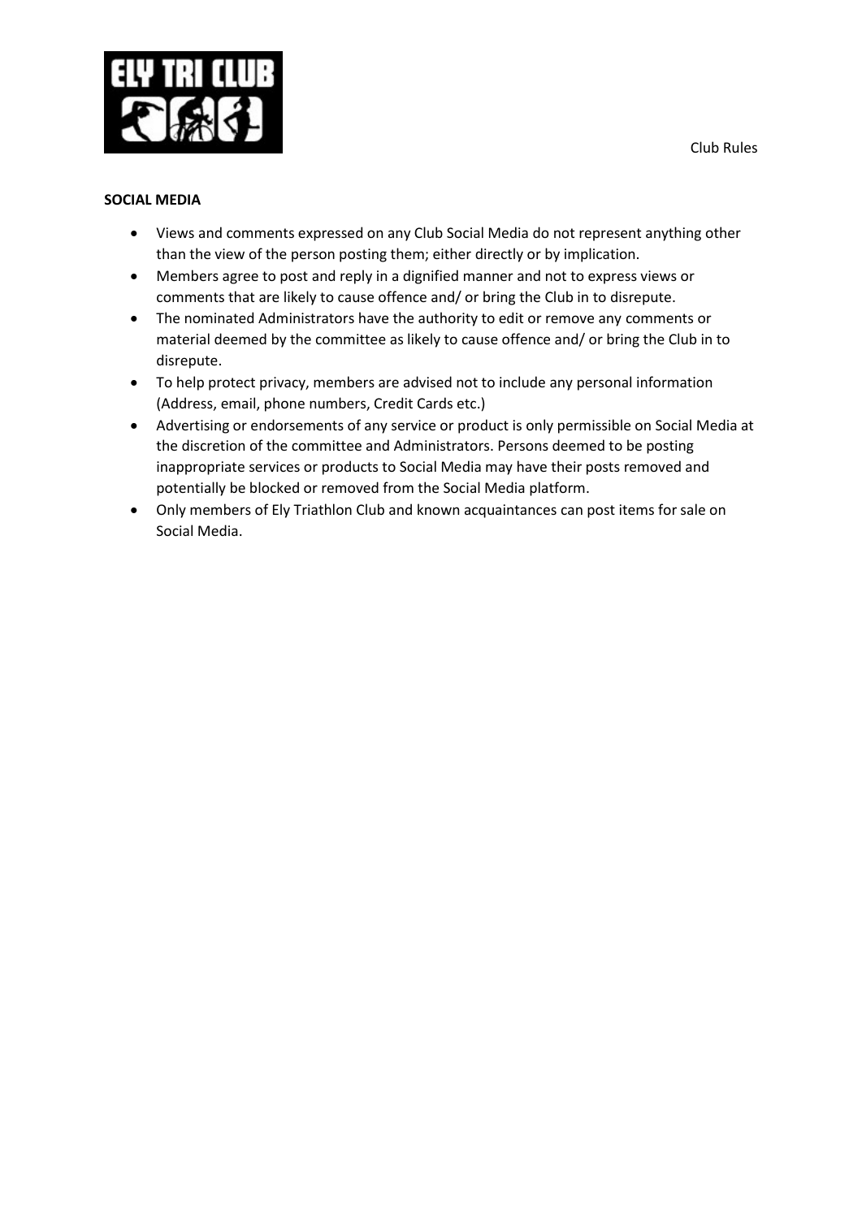**SOCIAL MEDIA**

- Views and comments expressed on any Club Social Media do not represent anything other than the view of the person posting them; either directly or by implication.
- Members agree to post and reply in a dignified manner and not to express views or comments that are likely to cause offence and/ or bring the Club in to disrepute.
- The nominated Administrators have the authority to edit or remove any comments or material deemed by the committee as likely to cause offence and/ or bring the Club in to disrepute.
- To help protect privacy, members are advised not to include any personal information (Address, email, phone numbers, Credit Cards etc.)
- Advertising or endorsements of any service or product is only permissible on Social Media at the discretion of the committee and Administrators. Persons deemed to be posting inappropriate services or products to Social Media may have their posts removed and potentially be blocked or removed from the Social Media platform.
- Only members of Ely Triathlon Club and known acquaintances can post items for sale on Social Media.